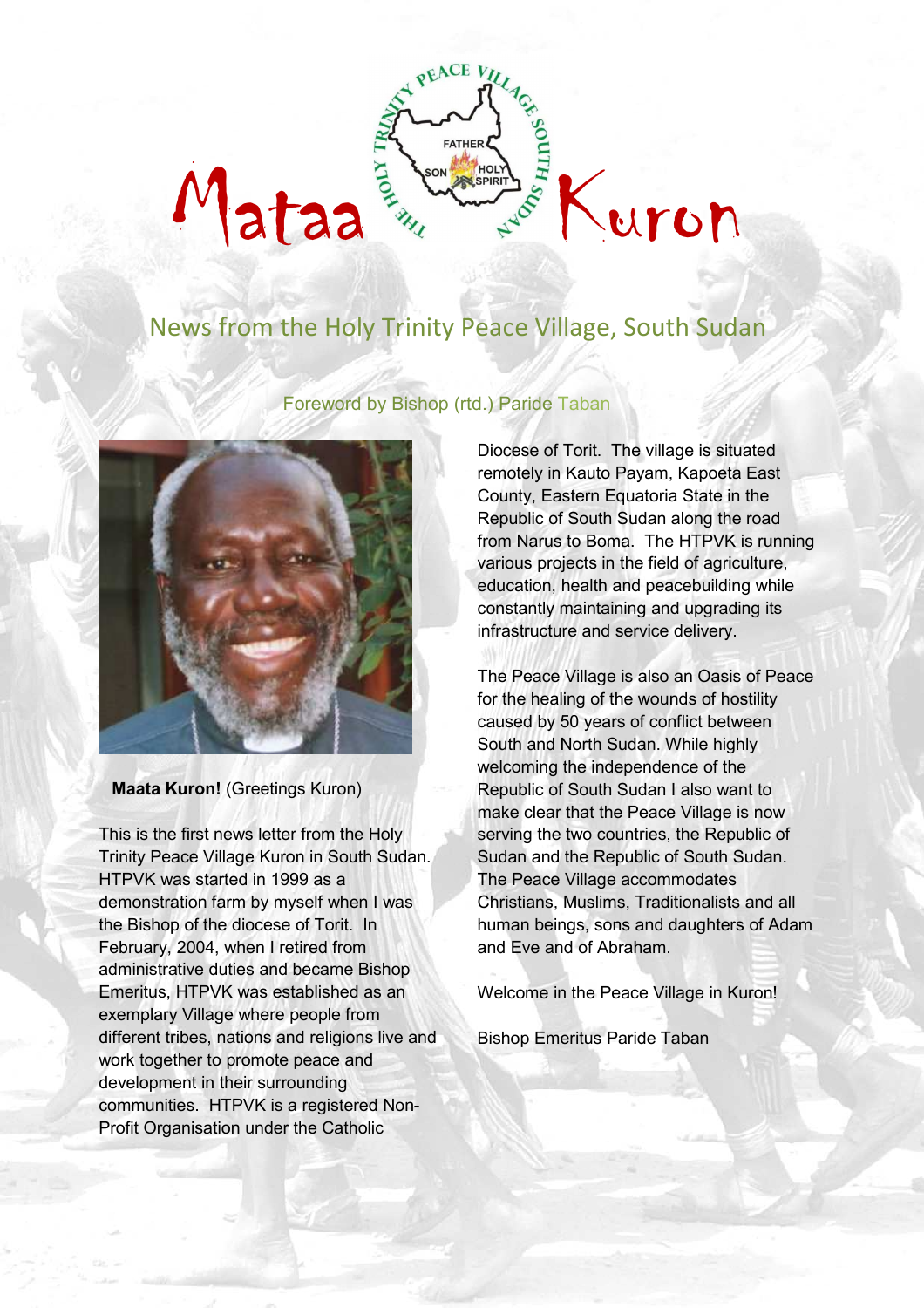# Mataa Kuron

## News from the Holy Trinity Peace Village, South Sudan

Foreword by Bishop (rtd.) Paride Taban

**Maata Kuron!** (Greetings Kuron)

This is the first news letter from the Holy Trinity Peace Village Kuron in South Sudan. HTPVK was started in 1999 as a demonstration farm by myself when I was the Bishop of the diocese of Torit. In February, 2004, when I retired from administrative duties and became Bishop Emeritus, HTPVK was established as an exemplary Village where people from different tribes, nations and religions live and work together to promote peace and development in their surrounding communities. HTPVK is a registered Non-Profit Organisation under the Catholic Diocese of Torit. The village is situated remotely in Kauto Payam, Kapoeta East County, Eastern Equatoria State in the Republic of South Sudan along the road from Narus to Boma. The HTPVK is running various projects in the field of agriculture, education, health and peacebuilding while constantly maintaining and upgrading its infrastructure and service delivery.

The Peace Village is also an Oasis of Peace for the healing of the wounds of hostility caused by 50 years of conflict between South and North Sudan. While highly welcoming the independence of the Republic of South Sudan I also want to make clear that the Peace Village is now serving the two countries, the Republic of Sudan and the Republic of South Sudan. The Peace Village accommodates Christians, Muslims, Traditionalists and all human beings, sons and daughters of Adam and Eve and of Abraham.

Welcome in the Peace Village in Kuron!

Bishop Emeritus Paride Taban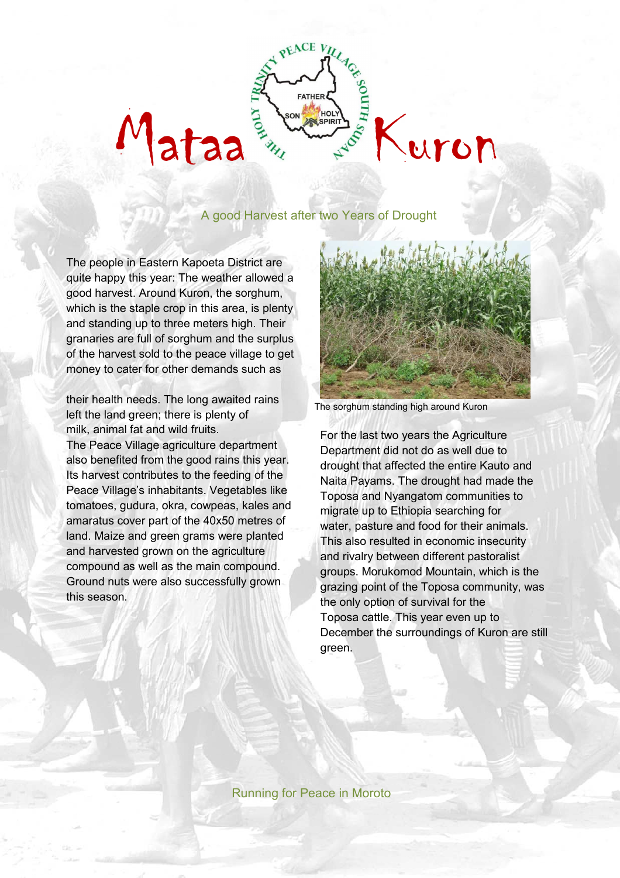# Mataa Kuron

THE HOLY TRINITY PEACE VILLAGE SOUTH SUDAN

FATHER SON HOLY SPIRIT

## A good Harvest after two Years of Drought

The people in Eastern Kapoeta District are quite happy this year: The weather allowed a good harvest. Around Kuron, the sorghum, which is the staple crop in this area, is plenty and standing up to three meters high. Their granaries are full of sorghum and the surplus of the harvest sold to the peace village to get money to cater for other demands such as their health needs. The long awaited rains left the land green; there is plenty of milk, animal fat and wild fruits.

The Peace Village agriculture department also benefited from the good rains this year. Its harvest contributes to the feeding of the Peace Village's inhabitants. Vegetables like tomatoes, gudura, okra, cowpeas, kales and amaratus cover part of the 40x50 metres of land. Maize and green grams were planted and harvested grown on the agriculture compound as well as the main compound. Ground nuts were also successfully grown this season.

The sorghum standing high around Kuron

For the last two years the Agriculture Department did not do as well due to drought that affected the entire Kauto and Naita Payams. The drought had made the Toposa and Nyangatom communities to migrate up to Ethiopia searching for water, pasture and food for their animals. This also resulted in economic insecurity and rivalry between different pastoralist groups. Morukomod Mountain, which is the grazing point of the Toposa community, was the only option of survival for the Toposa cattle. This year even up to December the surroundings of Kuron are still green.

## Running for Peace in Moroto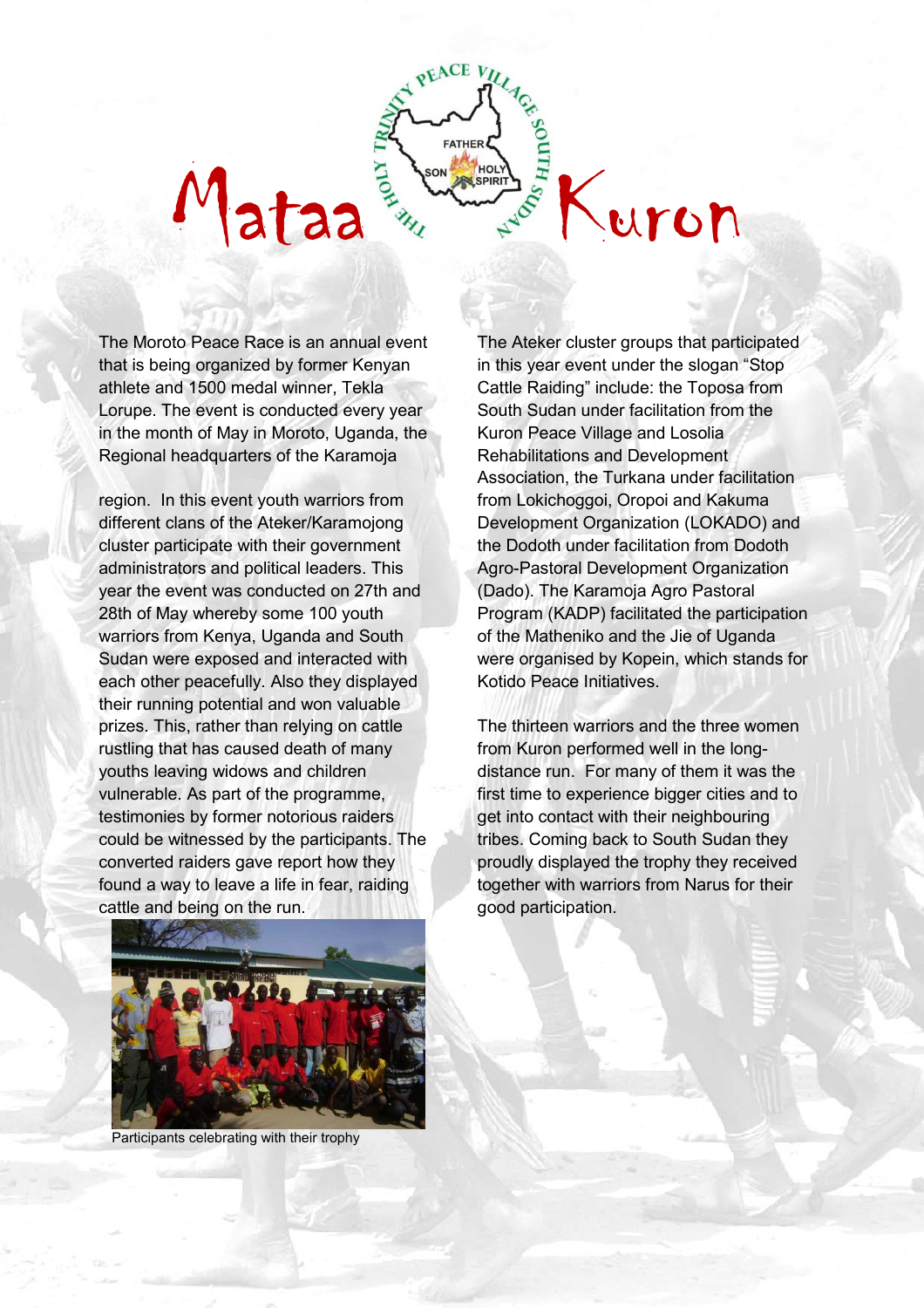# Mataa Kuron

The Moroto Peace Race is an annual event that is being organized by former Kenyan athlete and 1500 medal winner, Tekla Lorupe. The event is conducted every year in the month of May in Moroto, Uganda, the Regional headquarters of the Karamoja

region. In this event youth warriors from different clans of the Ateker/Karamojong cluster participate with their government administrators and political leaders. This year the event was conducted on 27th and 28th of May whereby some 100 youth warriors from Kenya, Uganda and South Sudan were exposed and interacted with each other peacefully. Also they displayed their running potential and won valuable prizes. This, rather than relying on cattle rustling that has caused death of many youths leaving widows and children vulnerable. As part of the programme, testimonies by former notorious raiders could be witnessed by the participants. The converted raiders gave report how they found a way to leave a life in fear, raiding cattle and being on the run.

Participants celebrating with their trophy

The Ateker cluster groups that participated in this year event under the slogan "Stop Cattle Raiding" include: the Toposa from South Sudan under facilitation from the Kuron Peace Village and Losolia Rehabilitations and Development Association, the Turkana under facilitation from Lokichoggoi, Oropoi and Kakuma Development Organization (LOKADO) and the Dodoth under facilitation from Dodoth Agro-Pastoral Development Organization (Dado). The Karamoja Agro Pastoral Program (KADP) facilitated the participation of the Matheniko and the Jie of Uganda were organised by Kopein, which stands for Kotido Peace Initiatives.

The thirteen warriors and the three women from Kuron performed well in the long-distance run. For many of them it was the first time to experience bigger cities and to get into contact with their neighbouring tribes. Coming back to South Sudan they proudly displayed the trophy they received together with warriors from Narus for their good participation.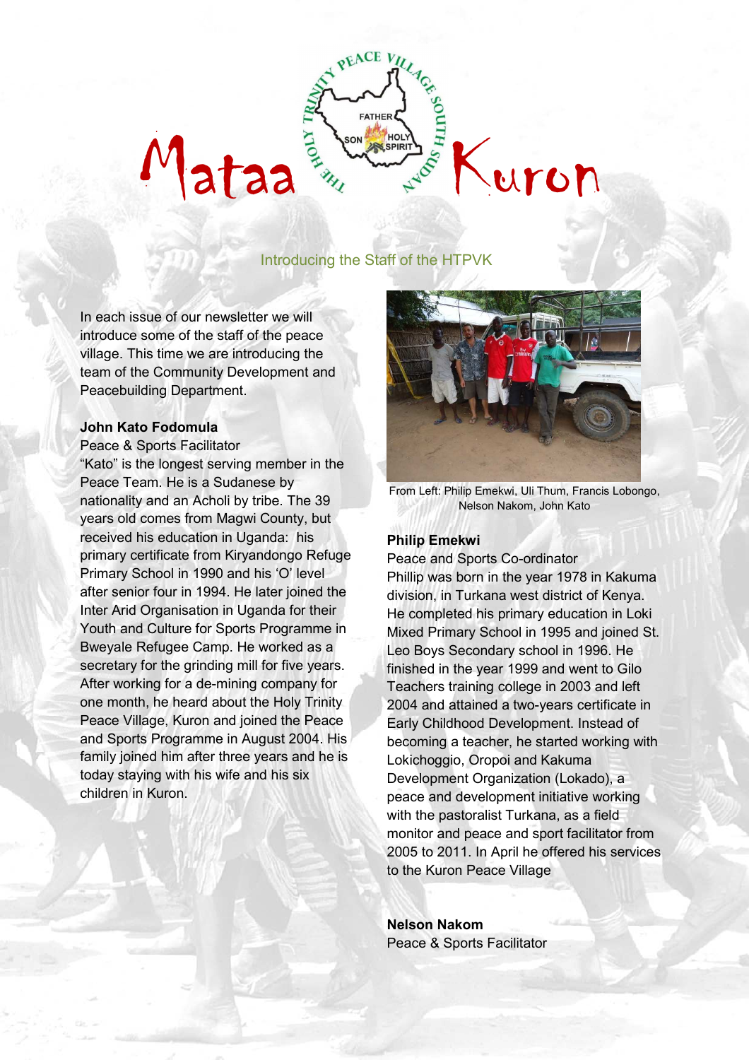# Mataa Kuron

## Introducing the Staff of the HTPVK

In each issue of our newsletter we will introduce some of the staff of the peace village. This time we are introducing the team of the Community Development and Peacebuilding Department.

**John Kato Fodomula**

Peace & Sports Facilitator

"Kato" is the longest serving member in the Peace Team. He is a Sudanese by nationality and an Acholi by tribe. The 39 years old comes from Magwi County, but received his education in Uganda: his primary certificate from Kiryandongo Refuge Primary School in 1990 and his 'O' level after senior four in 1994. He later joined the Inter Arid Organisation in Uganda for their Youth and Culture for Sports Programme in Bweyale Refugee Camp. He worked as a secretary for the grinding mill for five years. After working for a de-mining company for one month, he heard about the Holy Trinity Peace Village, Kuron and joined the Peace and Sports Programme in August 2004. His family joined him after three years and he is today staying with his wife and his six children in Kuron.

From Left: Philip Emekwi, Uli Thum, Francis Lobongo, Nelson Nakom, John Kato

**Philip Emekwi**

Peace and Sports Co-ordinator

Phillip was born in the year 1978 in Kakuma division, in Turkana west district of Kenya. He completed his primary education in Loki Mixed Primary School in 1995 and joined St. Leo Boys Secondary school in 1996. He finished in the year 1999 and went to Gilo Teachers training college in 2003 and left 2004 and attained a two-years certificate in Early Childhood Development. Instead of becoming a teacher, he started working with Lokichoggio, Oropoi and Kakuma Development Organization (Lokado), a peace and development initiative working with the pastoralist Turkana, as a field monitor and peace and sport facilitator from 2005 to 2011. In April he offered his services to the Kuron Peace Village

**Nelson Nakom**

Peace & Sports Facilitator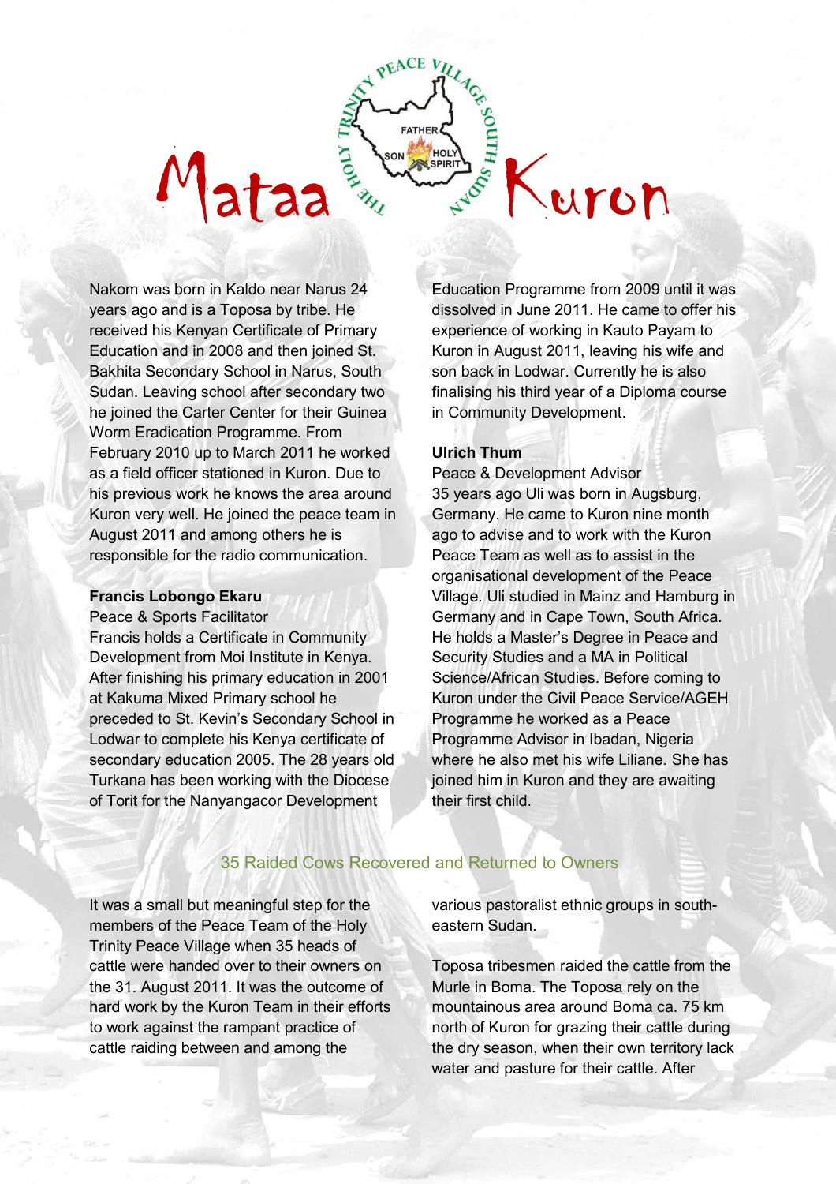Nakom was born in Kaldo near Narus 24 years ago and is a Toposa by tribe. He received his Kenyan Certificate of Primary Education and in 2008 and then joined St. Bakhita Secondary School in Narus, South Sudan. Leaving school after secondary two he joined the Carter Center for their Guinea Worm Eradication Programme. From February 2010 up to March 2011 he worked as a field officer stationed in Kuron. Due to his previous work he knows the area around Kuron very well. He joined the peace team in August 2011 and among others he is responsible for the radio communication.

**Francis Lobongo Ekaru**

Peace & Sports Facilitator

Francis holds a Certificate in Community Development from Moi Institute in Kenya. After finishing his primary education in 2001 at Kakuma Mixed Primary school he preceded to St. Kevin's Secondary School in Lodwar to complete his Kenya certificate of secondary education 2005. The 28 years old Turkana has been working with the Diocese of Torit for the Nanyangacor Development Education Programme from 2009 until it was dissolved in June 2011. He came to offer his experience of working in Kauto Payam to Kuron in August 2011, leaving his wife and son back in Lodwar. Currently he is also finalising his third year of a Diploma course in Community Development.

**Ulrich Thum**

Peace & Development Advisor

35 years ago Uli was born in Augsburg, Germany. He came to Kuron nine month ago to advise and to work with the Kuron Peace Team as well as to assist in the organisational development of the Peace Village. Uli studied in Mainz and Hamburg in Germany and in Cape Town, South Africa. He holds a Master's Degree in Peace and Security Studies and a MA in Political Science/African Studies. Before coming to Kuron under the Civil Peace Service/AGEH Programme he worked as a Peace Programme Advisor in Ibadan, Nigeria where he also met his wife Liliane. She has joined him in Kuron and they are awaiting their first child.

## 35 Raided Cows Recovered and Returned to Owners

It was a small but meaningful step for the members of the Peace Team of the Holy Trinity Peace Village when 35 heads of cattle were handed over to their owners on the 31. August 2011. It was the outcome of hard work by the Kuron Team in their efforts to work against the rampant practice of cattle raiding between and among the various pastoralist ethnic groups in south-eastern Sudan.

Toposa tribesmen raided the cattle from the Murle in Boma. The Toposa rely on the mountainous area around Boma ca. 75 km north of Kuron for grazing their cattle during the dry season, when their own territory lack water and pasture for their cattle. After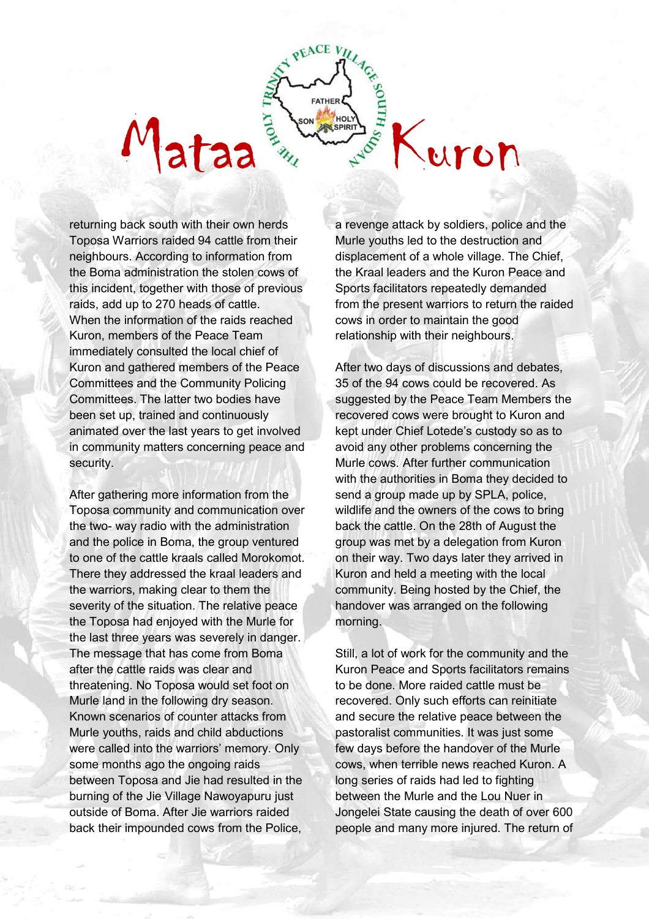returning back south with their own herds Toposa Warriors raided 94 cattle from their neighbours. According to information from the Boma administration the stolen cows of this incident, together with those of previous raids, add up to 270 heads of cattle. When the information of the raids reached Kuron, members of the Peace Team immediately consulted the local chief of Kuron and gathered members of the Peace Committees and the Community Policing Committees. The latter two bodies have been set up, trained and continuously animated over the last years to get involved in community matters concerning peace and security.

After gathering more information from the Toposa community and communication over the two- way radio with the administration and the police in Boma, the group ventured to one of the cattle kraals called Morokomot. There they addressed the kraal leaders and the warriors, making clear to them the severity of the situation. The relative peace the Toposa had enjoyed with the Murle for the last three years was severely in danger. The message that has come from Boma after the cattle raids was clear and threatening. No Toposa would set foot on Murle land in the following dry season. Known scenarios of counter attacks from Murle youths, raids and child abductions were called into the warriors' memory. Only some months ago the ongoing raids between Toposa and Jie had resulted in the burning of the Jie Village Nawoyapuru just outside of Boma. After Jie warriors raided back their impounded cows from the Police, a revenge attack by soldiers, police and the Murle youths led to the destruction and displacement of a whole village. The Chief, the Kraal leaders and the Kuron Peace and Sports facilitators repeatedly demanded from the present warriors to return the raided cows in order to maintain the good relationship with their neighbours.

After two days of discussions and debates, 35 of the 94 cows could be recovered. As suggested by the Peace Team Members the recovered cows were brought to Kuron and kept under Chief Lotede's custody so as to avoid any other problems concerning the Murle cows. After further communication with the authorities in Boma they decided to send a group made up by SPLA, police, wildlife and the owners of the cows to bring back the cattle. On the 28th of August the group was met by a delegation from Kuron on their way. Two days later they arrived in Kuron and held a meeting with the local community. Being hosted by the Chief, the handover was arranged on the following morning.

Still, a lot of work for the community and the Kuron Peace and Sports facilitators remains to be done. More raided cattle must be recovered. Only such efforts can reinitiate and secure the relative peace between the pastoralist communities. It was just some few days before the handover of the Murle cows, when terrible news reached Kuron. A long series of raids had led to fighting between the Murle and the Lou Nuer in Jongelei State causing the death of over 600 people and many more injured. The return of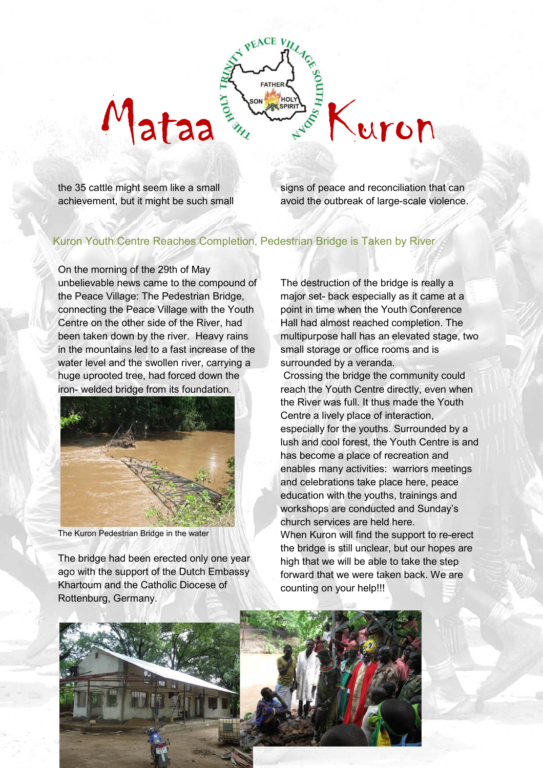the 35 cattle might seem like a small achievement, but it might be such small signs of peace and reconciliation that can avoid the outbreak of large-scale violence.

## Kuron Youth Centre Reaches Completion, Pedestrian Bridge is Taken by River

On the morning of the 29th of May unbelievable news came to the compound of the Peace Village: The Pedestrian Bridge, connecting the Peace Village with the Youth Centre on the other side of the River, had been taken down by the river. Heavy rains in the mountains led to a fast increase of the water level and the swollen river, carrying a huge uprooted tree, had forced down the iron- welded bridge from its foundation.

The Kuron Pedestrian Bridge in the water

The bridge had been erected only one year ago with the support of the Dutch Embassy Khartoum and the Catholic Diocese of Rottenburg, Germany.

The destruction of the bridge is really a major set- back especially as it came at a point in time when the Youth Conference Hall had almost reached completion. The multipurpose hall has an elevated stage, two small storage or office rooms and is surrounded by a veranda.

Crossing the bridge the community could reach the Youth Centre directly, even when the River was full. It thus made the Youth Centre a lively place of interaction, especially for the youths. Surrounded by a lush and cool forest, the Youth Centre is and has become a place of recreation and enables many activities: warriors meetings and celebrations take place here, peace education with the youths, trainings and workshops are conducted and Sunday's church services are held here.

When Kuron will find the support to re-erect the bridge is still unclear, but our hopes are high that we will be able to take the step forward that we were taken back. We are counting on your help!!!